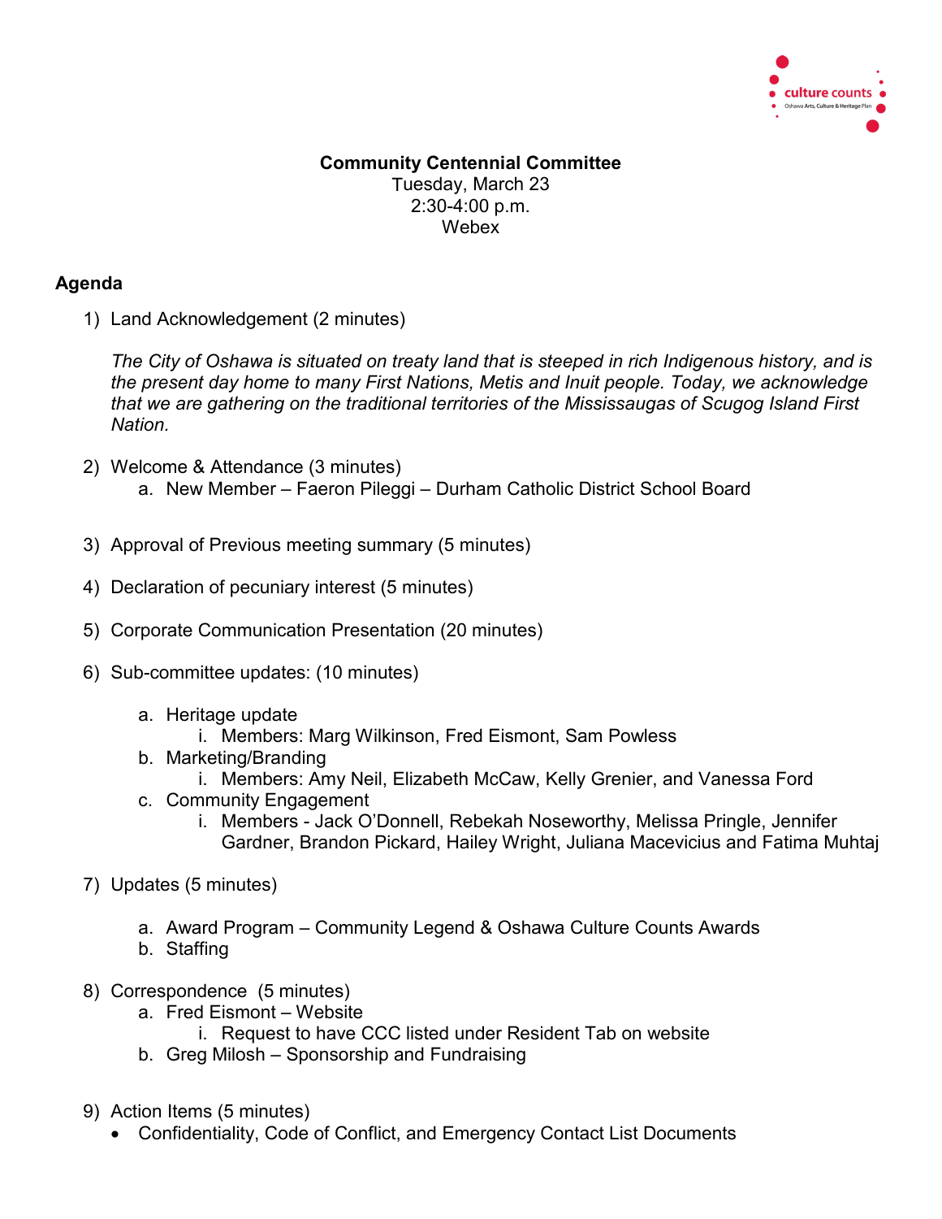**Community Centennial Committee**

Tuesday, March 23

2:30-4:00 p.m.

Webex

## Agenda

1) Land Acknowledgement (2 minutes)

   *The City of Oshawa is situated on treaty land that is steeped in rich Indigenous history, and is the present day home to many First Nations, Metis and Inuit people. Today, we acknowledge that we are gathering on the traditional territories of the Mississaugas of Scugog Island First Nation.*

2) Welcome & Attendance (3 minutes)
   a. New Member – Faeron Pileggi – Durham Catholic District School Board

3) Approval of Previous meeting summary (5 minutes)

4) Declaration of pecuniary interest (5 minutes)

5) Corporate Communication Presentation (20 minutes)

6) Sub-committee updates: (10 minutes)
   a. Heritage update
      i. Members: Marg Wilkinson, Fred Eismont, Sam Powless
   b. Marketing/Branding
      i. Members: Amy Neil, Elizabeth McCaw, Kelly Grenier, and Vanessa Ford
   c. Community Engagement
      i. Members - Jack O'Donnell, Rebekah Noseworthy, Melissa Pringle, Jennifer Gardner, Brandon Pickard, Hailey Wright, Juliana Macevicius and Fatima Muhtaj

7) Updates (5 minutes)
   a. Award Program – Community Legend & Oshawa Culture Counts Awards
   b. Staffing

8) Correspondence (5 minutes)
   a. Fred Eismont – Website
      i. Request to have CCC listed under Resident Tab on website
   b. Greg Milosh – Sponsorship and Fundraising

9) Action Items (5 minutes)
   - Confidentiality, Code of Conflict, and Emergency Contact List Documents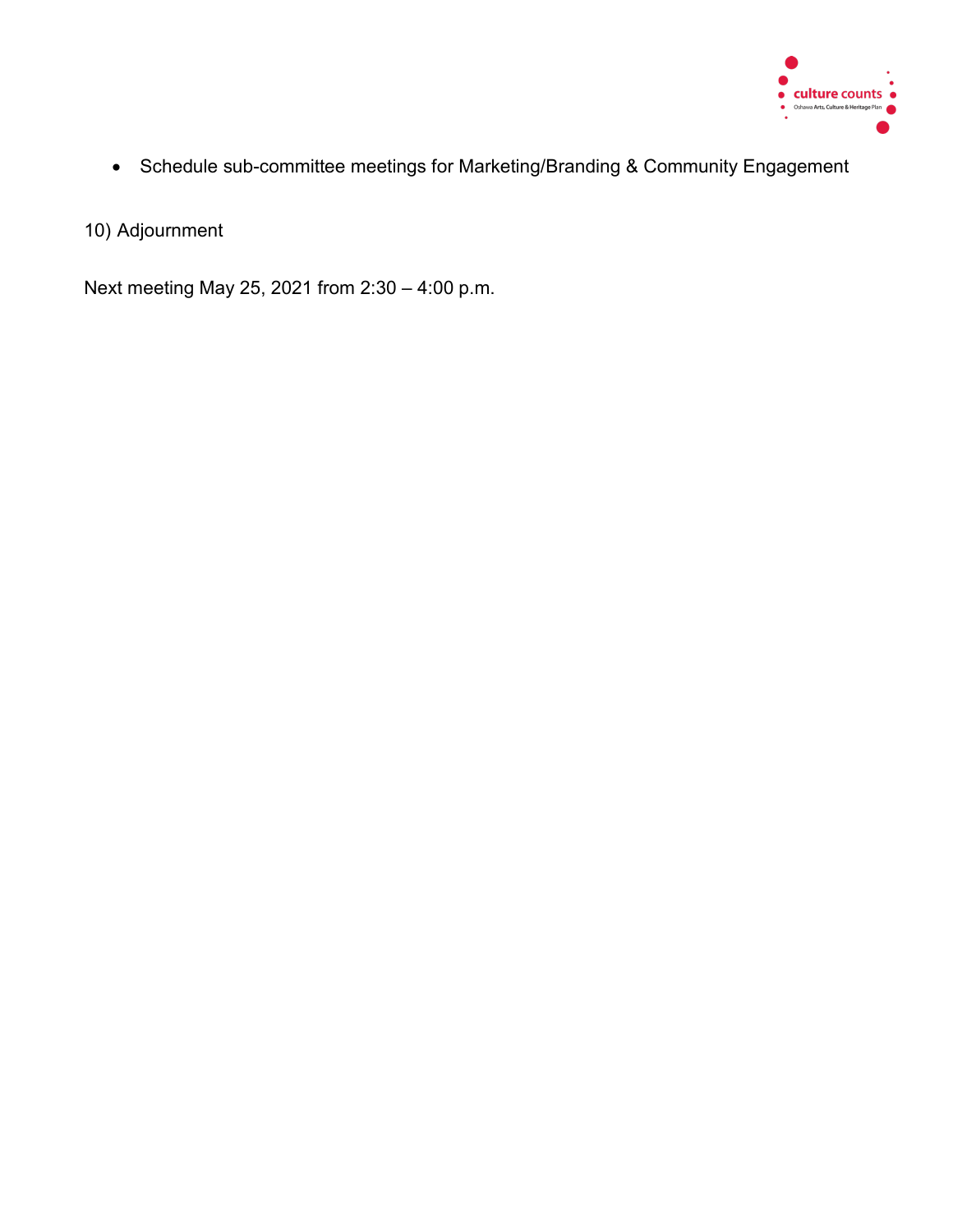- Schedule sub-committee meetings for Marketing/Branding & Community Engagement

10) Adjournment

Next meeting May 25, 2021 from 2:30 – 4:00 p.m.